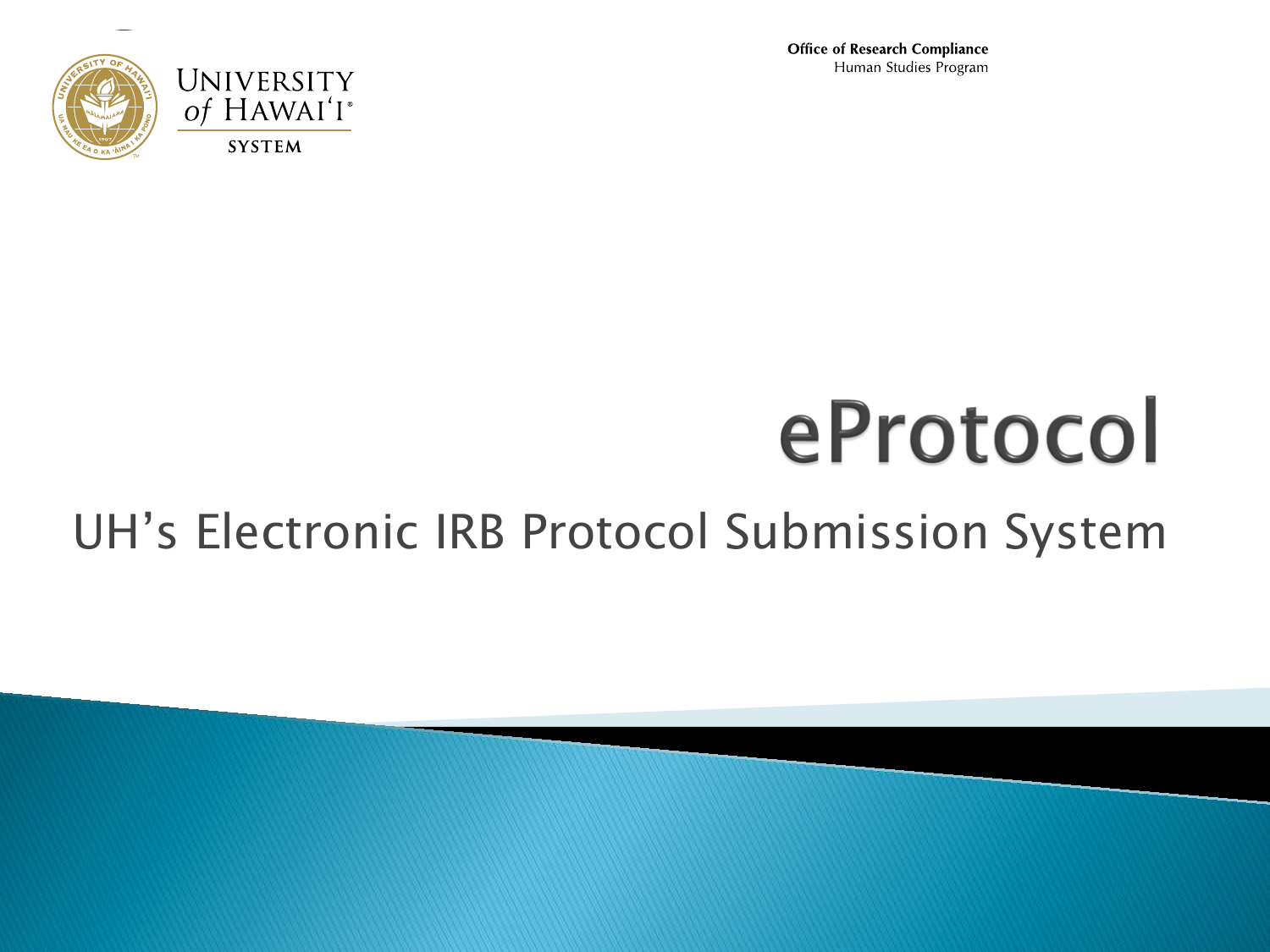University of Hawaiʻi System

**Office of Research Compliance**
Human Studies Program

# eProtocol

## UH's Electronic IRB Protocol Submission System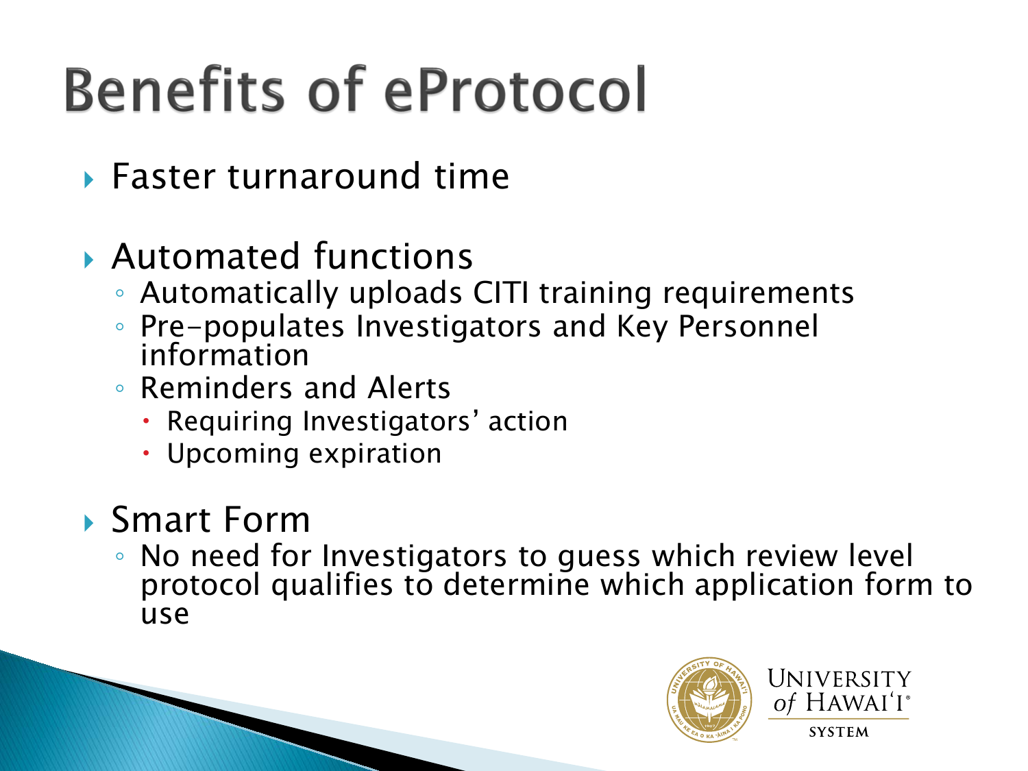# Benefits of eProtocol

- Faster turnaround time
- Automated functions
  - Automatically uploads CITI training requirements
  - Pre-populates Investigators and Key Personnel information
  - Reminders and Alerts
    - Requiring Investigators' action
    - Upcoming expiration
- Smart Form
  - No need for Investigators to guess which review level protocol qualifies to determine which application form to use

University of Hawai'i System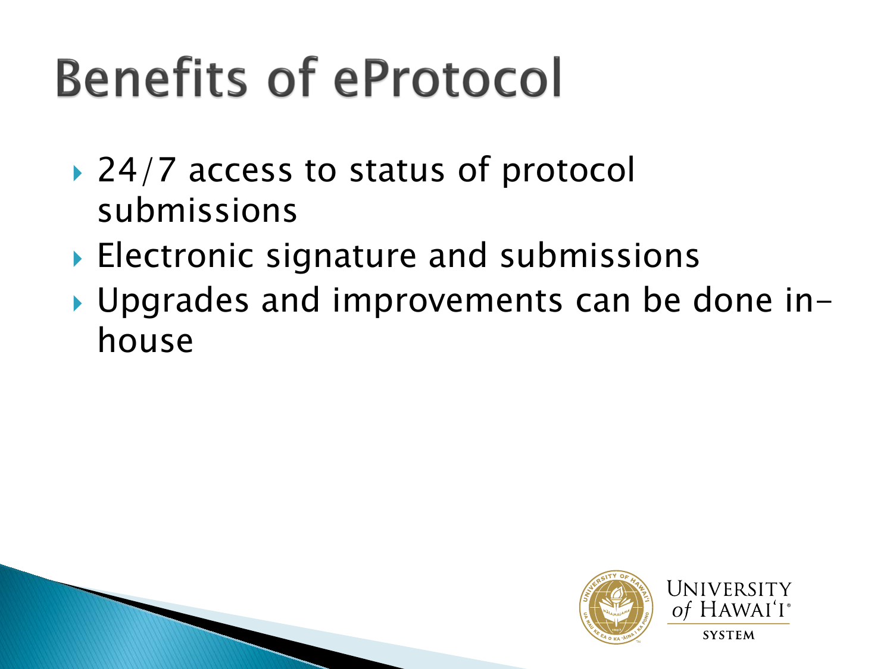# Benefits of eProtocol

- 24/7 access to status of protocol submissions
- Electronic signature and submissions
- Upgrades and improvements can be done in-house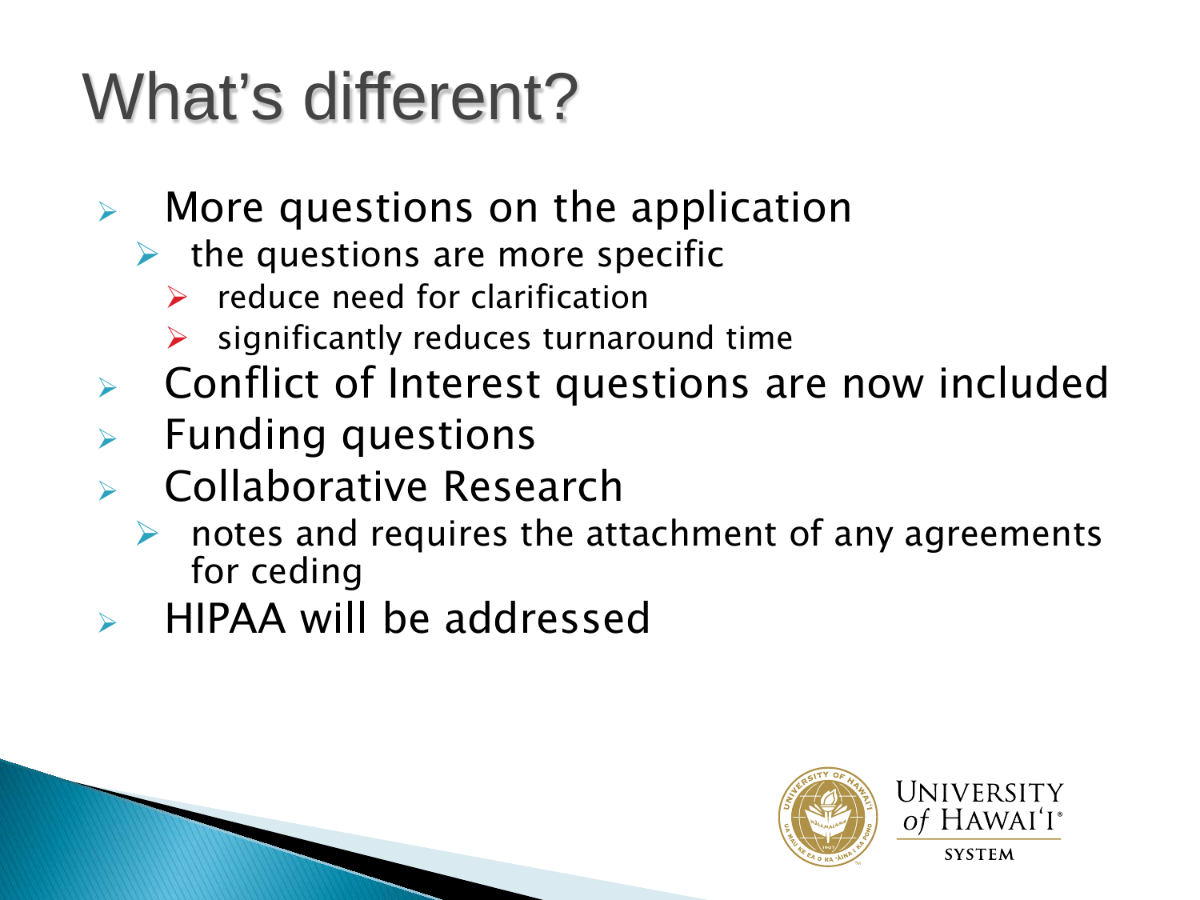# What's different?

- More questions on the application
  - the questions are more specific
    - reduce need for clarification
    - significantly reduces turnaround time
- Conflict of Interest questions are now included
- Funding questions
- Collaborative Research
  - notes and requires the attachment of any agreements for ceding
- HIPAA will be addressed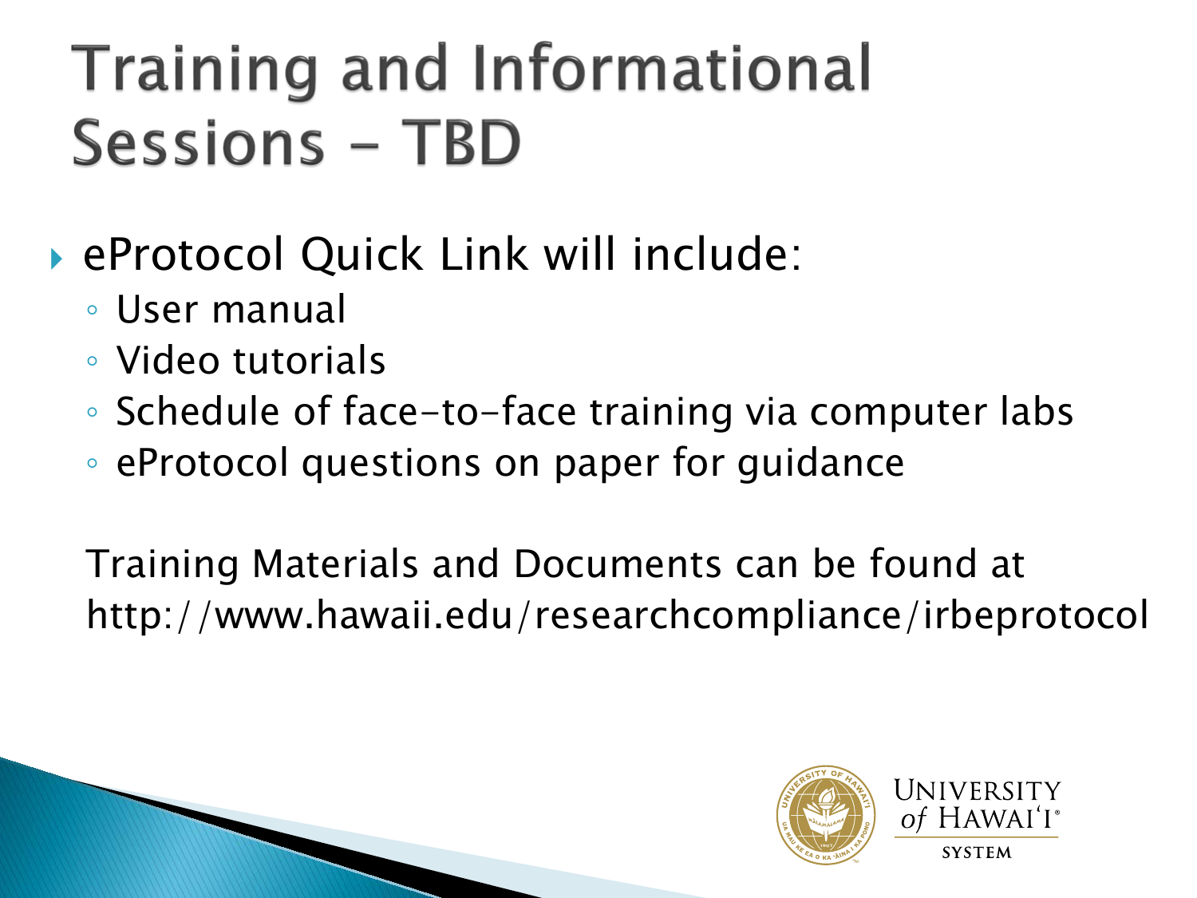# Training and Informational Sessions - TBD

- eProtocol Quick Link will include:
  - User manual
  - Video tutorials
  - Schedule of face-to-face training via computer labs
  - eProtocol questions on paper for guidance

Training Materials and Documents can be found at http://www.hawaii.edu/researchcompliance/irbeprotocol

University of Hawaiʻi System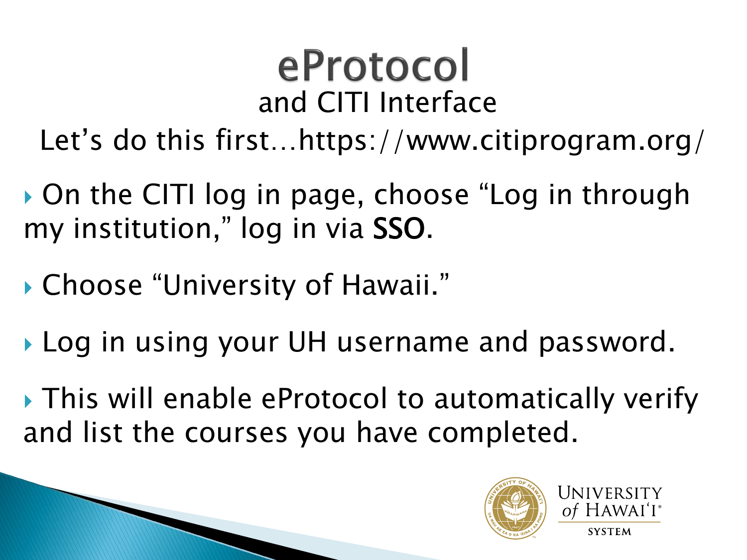# eProtocol

## and CITI Interface

Let's do this first…https://www.citiprogram.org/

- On the CITI log in page, choose "Log in through my institution," log in via **SSO**.
- Choose "University of Hawaii."
- Log in using your UH username and password.
- This will enable eProtocol to automatically verify and list the courses you have completed.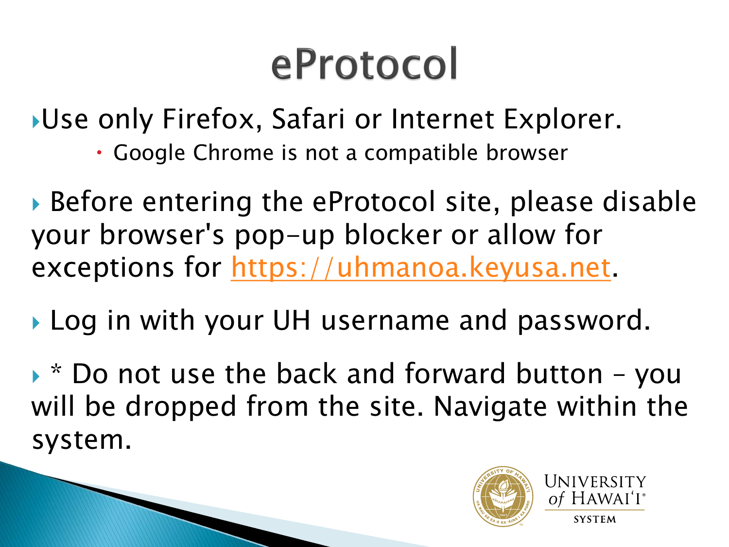# eProtocol

- Use only Firefox, Safari or Internet Explorer.
  - Google Chrome is not a compatible browser
- Before entering the eProtocol site, please disable your browser's pop-up blocker or allow for exceptions for [https://uhmanoa.keyusa.net](https://uhmanoa.keyusa.net).
- Log in with your UH username and password.
- * Do not use the back and forward button – you will be dropped from the site. Navigate within the system.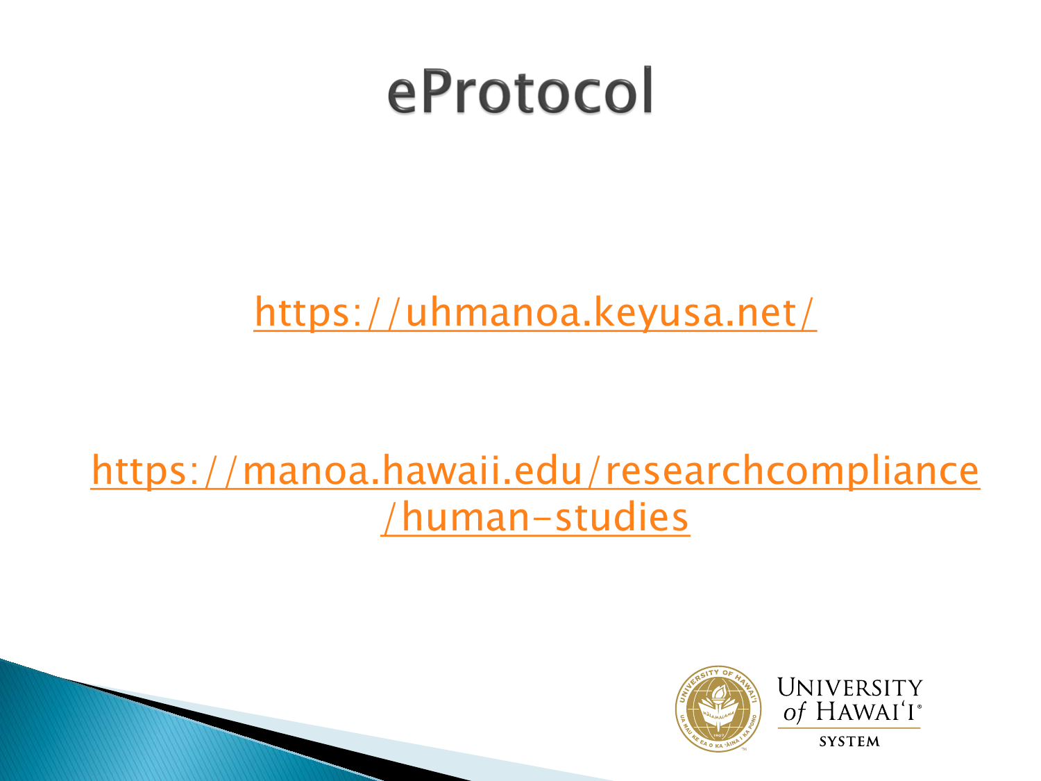# eProtocol

https://uhmanoa.keyusa.net/

https://manoa.hawaii.edu/researchcompliance/human-studies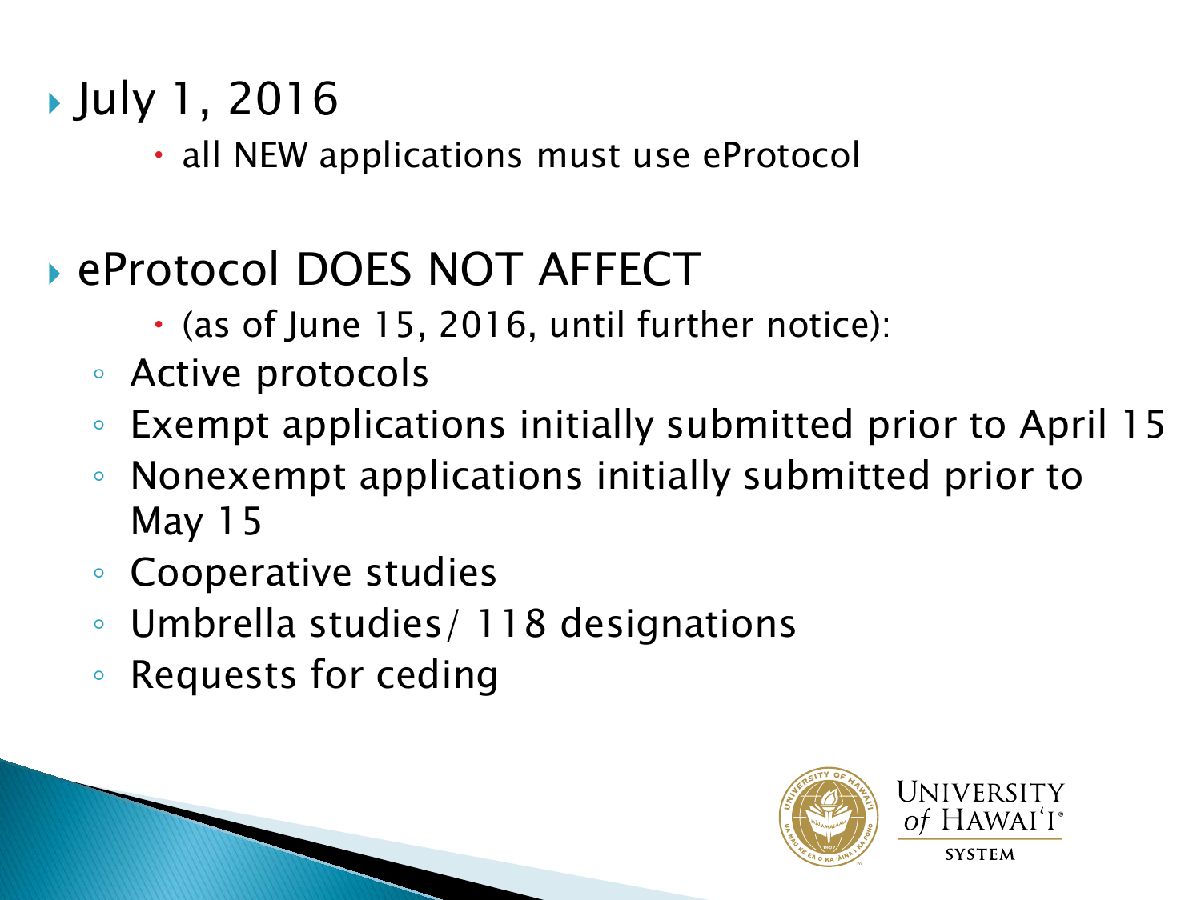- July 1, 2016
  - all NEW applications must use eProtocol

- eProtocol DOES NOT AFFECT
  - (as of June 15, 2016, until further notice):
  - Active protocols
  - Exempt applications initially submitted prior to April 15
  - Nonexempt applications initially submitted prior to May 15
  - Cooperative studies
  - Umbrella studies/ 118 designations
  - Requests for ceding